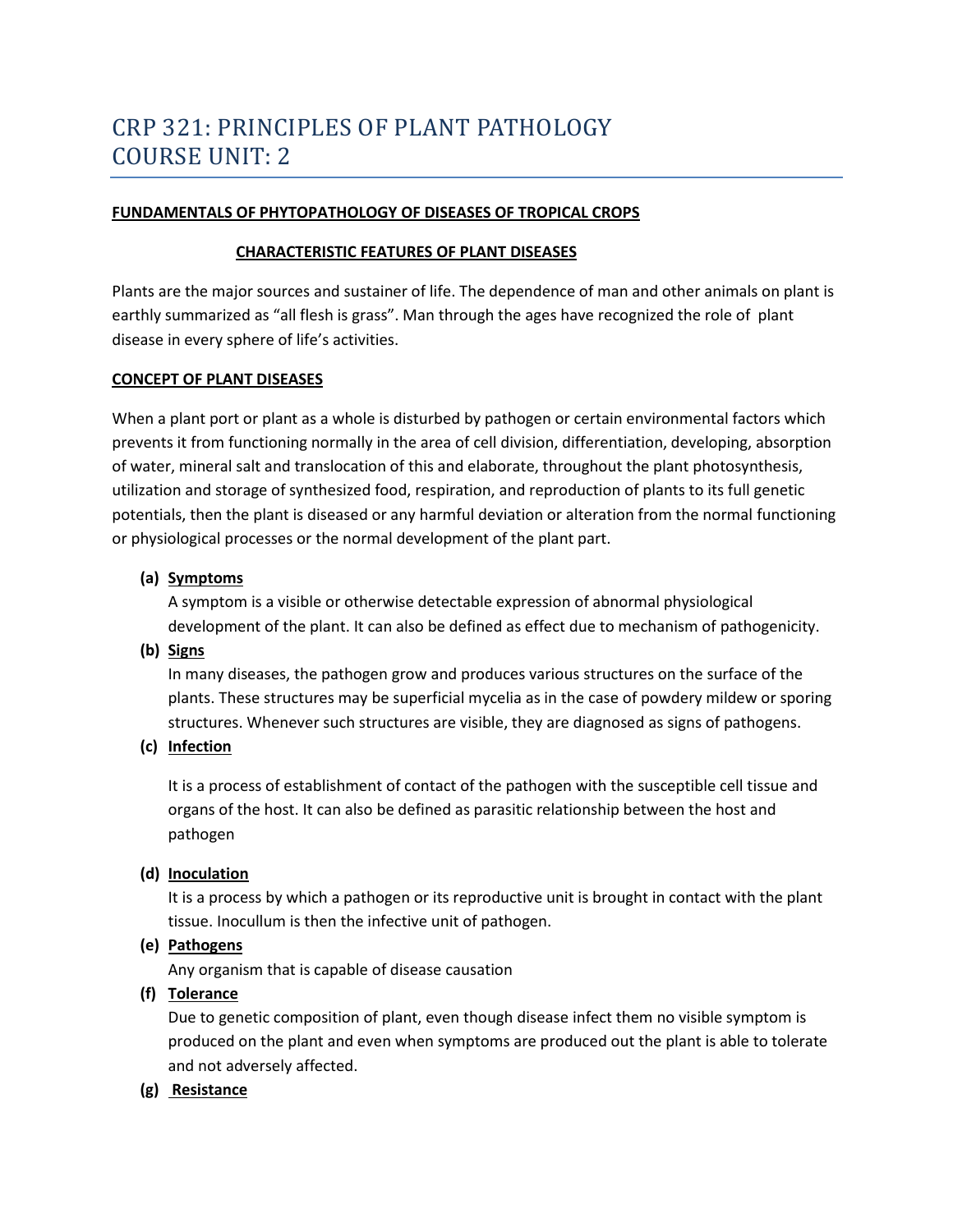# CRP 321: PRINCIPLES OF PLANT PATHOLOGY
# COURSE UNIT: 2

**FUNDAMENTALS OF PHYTOPATHOLOGY OF DISEASES OF TROPICAL CROPS**

**CHARACTERISTIC FEATURES OF PLANT DISEASES**

Plants are the major sources and sustainer of life. The dependence of man and other animals on plant is earthly summarized as "all flesh is grass". Man through the ages have recognized the role of plant disease in every sphere of life's activities.

**CONCEPT OF PLANT DISEASES**

When a plant port or plant as a whole is disturbed by pathogen or certain environmental factors which prevents it from functioning normally in the area of cell division, differentiation, developing, absorption of water, mineral salt and translocation of this and elaborate, throughout the plant photosynthesis, utilization and storage of synthesized food, respiration, and reproduction of plants to its full genetic potentials, then the plant is diseased or any harmful deviation or alteration from the normal functioning or physiological processes or the normal development of the plant part.

**(a) Symptoms**

A symptom is a visible or otherwise detectable expression of abnormal physiological development of the plant. It can also be defined as effect due to mechanism of pathogenicity.

**(b) Signs**

In many diseases, the pathogen grow and produces various structures on the surface of the plants. These structures may be superficial mycelia as in the case of powdery mildew or sporing structures. Whenever such structures are visible, they are diagnosed as signs of pathogens.

**(c) Infection**

It is a process of establishment of contact of the pathogen with the susceptible cell tissue and organs of the host. It can also be defined as parasitic relationship between the host and pathogen

**(d) Inoculation**

It is a process by which a pathogen or its reproductive unit is brought in contact with the plant tissue. Inocullum is then the infective unit of pathogen.

**(e) Pathogens**

Any organism that is capable of disease causation

**(f) Tolerance**

Due to genetic composition of plant, even though disease infect them no visible symptom is produced on the plant and even when symptoms are produced out the plant is able to tolerate and not adversely affected.

**(g) Resistance**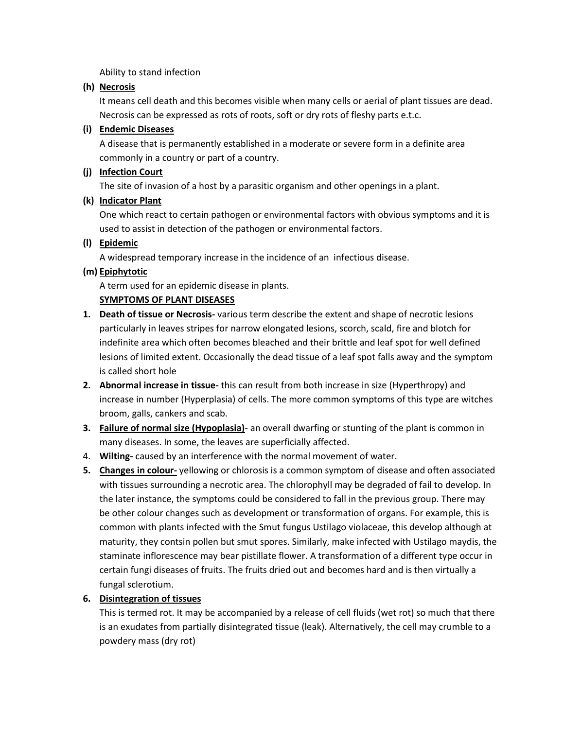Ability to stand infection

**(h) Necrosis**

It means cell death and this becomes visible when many cells or aerial of plant tissues are dead. Necrosis can be expressed as rots of roots, soft or dry rots of fleshy parts e.t.c.

**(i) Endemic Diseases**

A disease that is permanently established in a moderate or severe form in a definite area commonly in a country or part of a country.

**(j) Infection Court**

The site of invasion of a host by a parasitic organism and other openings in a plant.

**(k) Indicator Plant**

One which react to certain pathogen or environmental factors with obvious symptoms and it is used to assist in detection of the pathogen or environmental factors.

**(l) Epidemic**

A widespread temporary increase in the incidence of an infectious disease.

**(m) Epiphytotic**

A term used for an epidemic disease in plants.

**SYMPTOMS OF PLANT DISEASES**

1. **Death of tissue or Necrosis-** various term describe the extent and shape of necrotic lesions particularly in leaves stripes for narrow elongated lesions, scorch, scald, fire and blotch for indefinite area which often becomes bleached and their brittle and leaf spot for well defined lesions of limited extent. Occasionally the dead tissue of a leaf spot falls away and the symptom is called short hole
2. **Abnormal increase in tissue-** this can result from both increase in size (Hyperthropy) and increase in number (Hyperplasia) of cells. The more common symptoms of this type are witches broom, galls, cankers and scab.
3. **Failure of normal size (Hypoplasia)**- an overall dwarfing or stunting of the plant is common in many diseases. In some, the leaves are superficially affected.
4. **Wilting-** caused by an interference with the normal movement of water.
5. **Changes in colour-** yellowing or chlorosis is a common symptom of disease and often associated with tissues surrounding a necrotic area. The chlorophyll may be degraded of fail to develop. In the later instance, the symptoms could be considered to fall in the previous group. There may be other colour changes such as development or transformation of organs. For example, this is common with plants infected with the Smut fungus Ustilago violaceae, this develop although at maturity, they contsin pollen but smut spores. Similarly, make infected with Ustilago maydis, the staminate inflorescence may bear pistillate flower. A transformation of a different type occur in certain fungi diseases of fruits. The fruits dried out and becomes hard and is then virtually a fungal sclerotium.
6. **Disintegration of tissues**

   This is termed rot. It may be accompanied by a release of cell fluids (wet rot) so much that there is an exudates from partially disintegrated tissue (leak). Alternatively, the cell may crumble to a powdery mass (dry rot)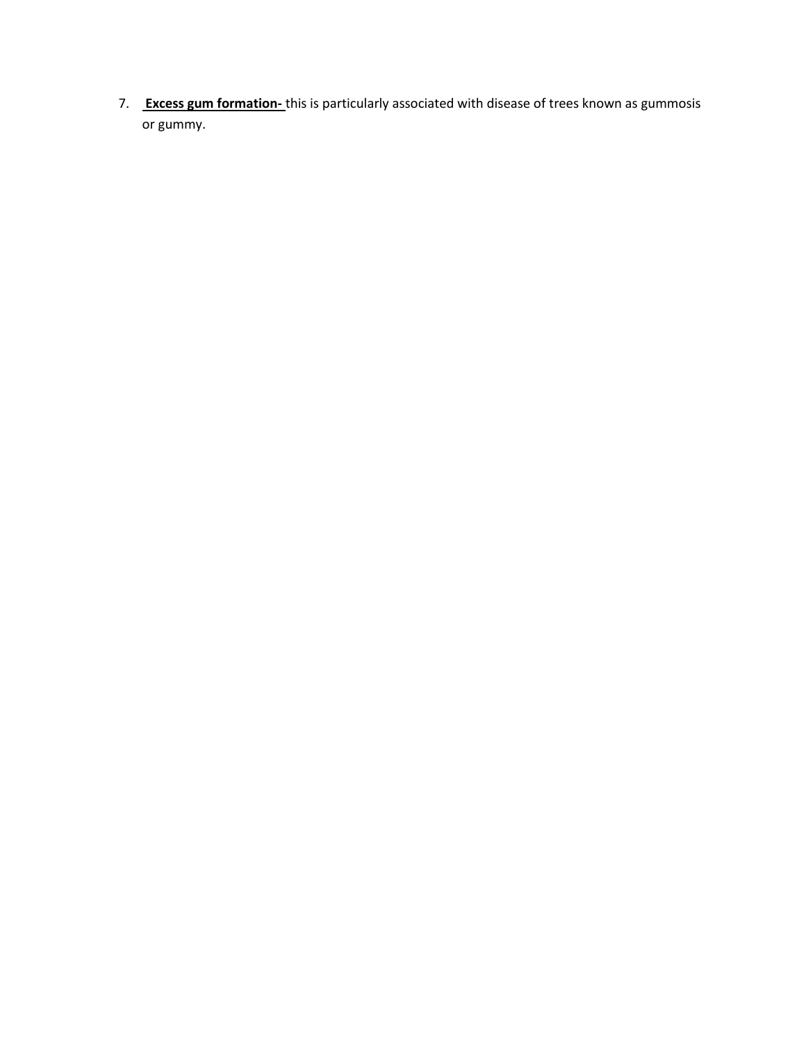7. **Excess gum formation-** this is particularly associated with disease of trees known as gummosis or gummy.